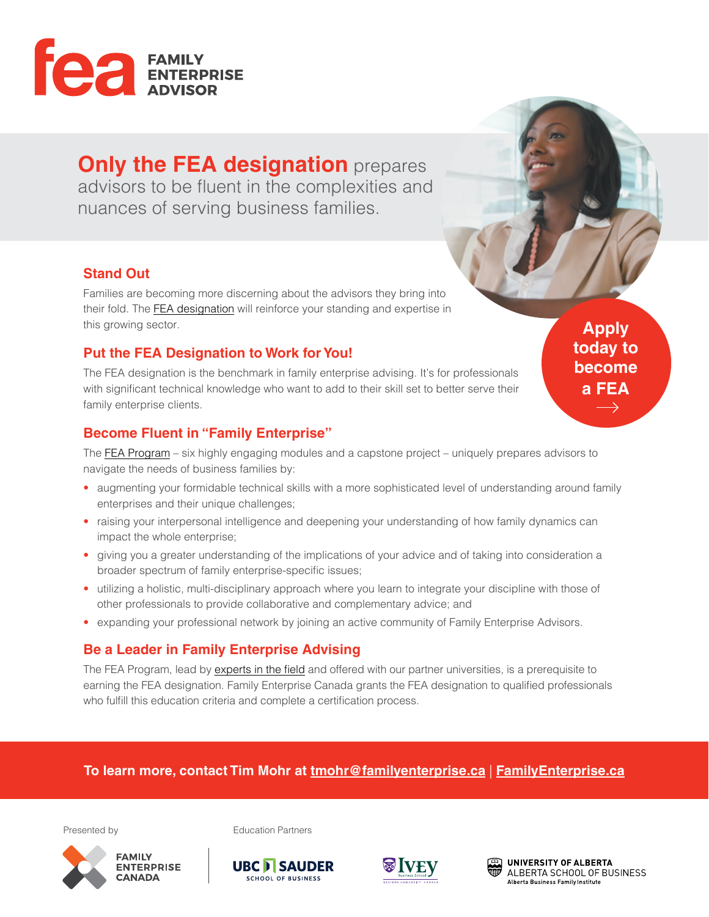# fea FAMILY ENTERPRISE ADVISOR

## **Only the FEA designation** prepares advisors to be fluent in the complexities and nuances of serving business families.

### Stand Out

Families are becoming more discerning about the advisors they bring into their fold. The FEA designation will reinforce your standing and expertise in this growing sector.

### Put the FEA Designation to Work for You!

The FEA designation is the benchmark in family enterprise advising. It's for professionals with significant technical knowledge who want to add to their skill set to better serve their family enterprise clients.

**Apply today to become a FEA →**

### Become Fluent in "Family Enterprise"

The FEA Program – six highly engaging modules and a capstone project – uniquely prepares advisors to navigate the needs of business families by:

- augmenting your formidable technical skills with a more sophisticated level of understanding around family enterprises and their unique challenges;
- raising your interpersonal intelligence and deepening your understanding of how family dynamics can impact the whole enterprise;
- giving you a greater understanding of the implications of your advice and of taking into consideration a broader spectrum of family enterprise-specific issues;
- utilizing a holistic, multi-disciplinary approach where you learn to integrate your discipline with those of other professionals to provide collaborative and complementary advice; and
- expanding your professional network by joining an active community of Family Enterprise Advisors.

### Be a Leader in Family Enterprise Advising

The FEA Program, lead by experts in the field and offered with our partner universities, is a prerequisite to earning the FEA designation. Family Enterprise Canada grants the FEA designation to qualified professionals who fulfill this education criteria and complete a certification process.

**To learn more, contact Tim Mohr at tmohr@familyenterprise.ca | FamilyEnterprise.ca**

Presented by

FAMILY ENTERPRISE CANADA

Education Partners

UBC SAUDER SCHOOL OF BUSINESS

IVEY Business School WESTERN UNIVERSITY · CANADA

UNIVERSITY OF ALBERTA ALBERTA SCHOOL OF BUSINESS Alberta Business Family Institute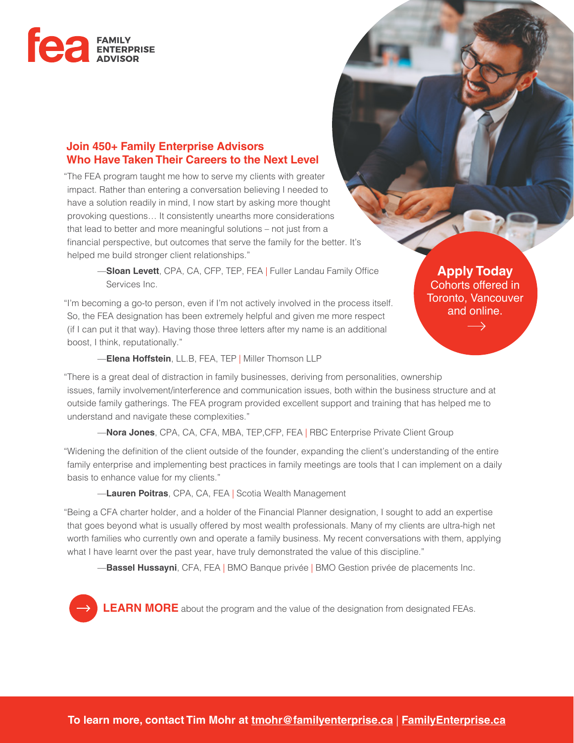**fea** FAMILY ENTERPRISE ADVISOR

## Join 450+ Family Enterprise Advisors Who Have Taken Their Careers to the Next Level

"The FEA program taught me how to serve my clients with greater impact. Rather than entering a conversation believing I needed to have a solution readily in mind, I now start by asking more thought provoking questions… It consistently unearths more considerations that lead to better and more meaningful solutions – not just from a financial perspective, but outcomes that serve the family for the better. It's helped me build stronger client relationships."

—**Sloan Levett**, CPA, CA, CFP, TEP, FEA | Fuller Landau Family Office Services Inc.

"I'm becoming a go-to person, even if I'm not actively involved in the process itself. So, the FEA designation has been extremely helpful and given me more respect (if I can put it that way). Having those three letters after my name is an additional boost, I think, reputationally."

—**Elena Hoffstein**, LL.B, FEA, TEP | Miller Thomson LLP

"There is a great deal of distraction in family businesses, deriving from personalities, ownership issues, family involvement/interference and communication issues, both within the business structure and at outside family gatherings. The FEA program provided excellent support and training that has helped me to understand and navigate these complexities."

—**Nora Jones**, CPA, CA, CFA, MBA, TEP,CFP, FEA | RBC Enterprise Private Client Group

"Widening the definition of the client outside of the founder, expanding the client's understanding of the entire family enterprise and implementing best practices in family meetings are tools that I can implement on a daily basis to enhance value for my clients."

—**Lauren Poitras**, CPA, CA, FEA | Scotia Wealth Management

"Being a CFA charter holder, and a holder of the Financial Planner designation, I sought to add an expertise that goes beyond what is usually offered by most wealth professionals. Many of my clients are ultra-high net worth families who currently own and operate a family business. My recent conversations with them, applying what I have learnt over the past year, have truly demonstrated the value of this discipline."

—**Bassel Hussayni**, CFA, FEA | BMO Banque privée | BMO Gestion privée de placements Inc.

**Apply Today**
Cohorts offered in Toronto, Vancouver and online.

**LEARN MORE** about the program and the value of the designation from designated FEAs.

**To learn more, contact Tim Mohr at tmohr@familyenterprise.ca | FamilyEnterprise.ca**